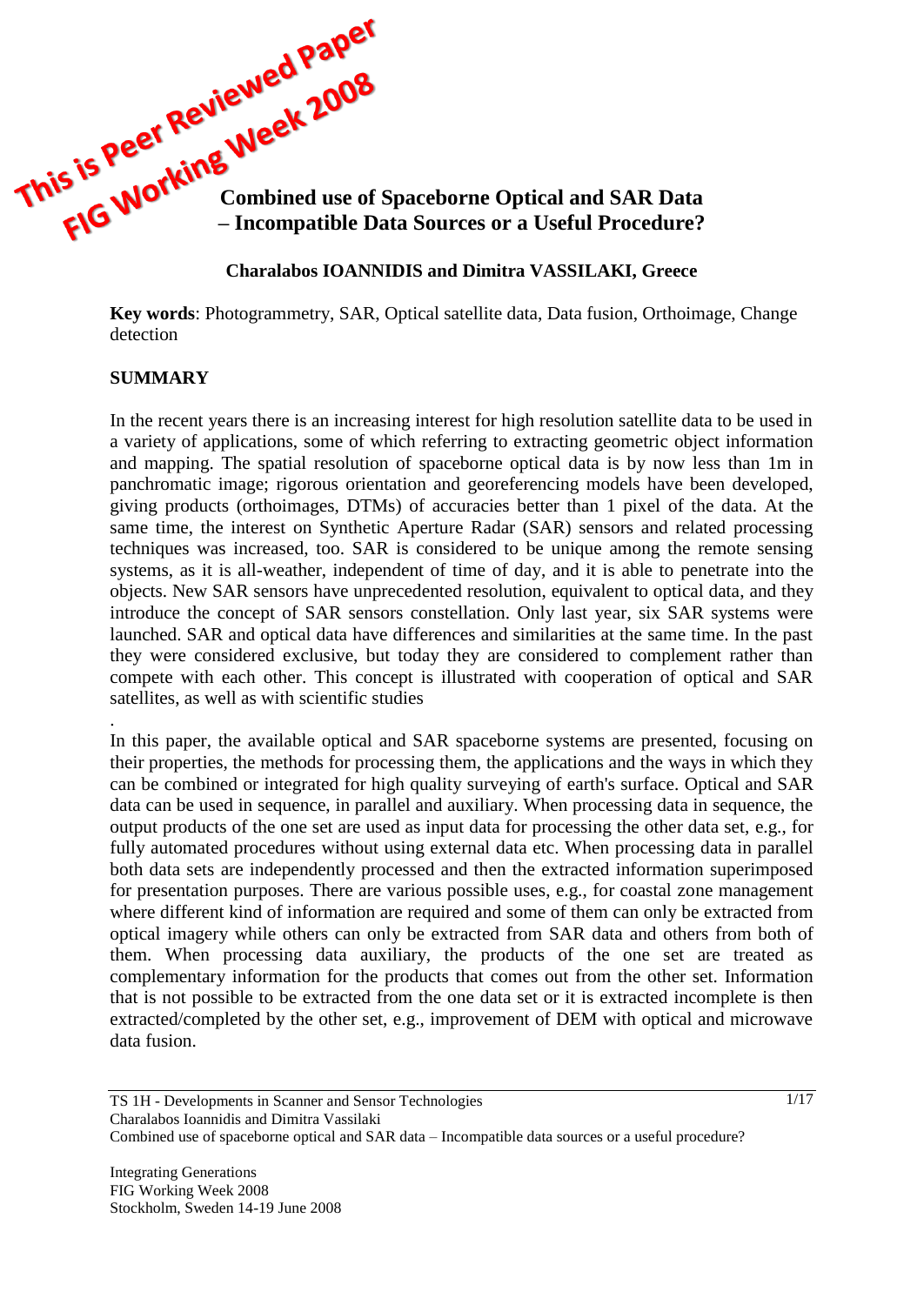This is Peer Reviewed Paper
FIG Working Week 2008

# Combined use of Spaceborne Optical and SAR Data – Incompatible Data Sources or a Useful Procedure?

**Charalabos IOANNIDIS and Dimitra VASSILAKI, Greece**

**Key words**: Photogrammetry, SAR, Optical satellite data, Data fusion, Orthoimage, Change detection

## SUMMARY

In the recent years there is an increasing interest for high resolution satellite data to be used in a variety of applications, some of which referring to extracting geometric object information and mapping. The spatial resolution of spaceborne optical data is by now less than 1m in panchromatic image; rigorous orientation and georeferencing models have been developed, giving products (orthoimages, DTMs) of accuracies better than 1 pixel of the data. At the same time, the interest on Synthetic Aperture Radar (SAR) sensors and related processing techniques was increased, too. SAR is considered to be unique among the remote sensing systems, as it is all-weather, independent of time of day, and it is able to penetrate into the objects. New SAR sensors have unprecedented resolution, equivalent to optical data, and they introduce the concept of SAR sensors constellation. Only last year, six SAR systems were launched. SAR and optical data have differences and similarities at the same time. In the past they were considered exclusive, but today they are considered to complement rather than compete with each other. This concept is illustrated with cooperation of optical and SAR satellites, as well as with scientific studies

.
In this paper, the available optical and SAR spaceborne systems are presented, focusing on their properties, the methods for processing them, the applications and the ways in which they can be combined or integrated for high quality surveying of earth's surface. Optical and SAR data can be used in sequence, in parallel and auxiliary. When processing data in sequence, the output products of the one set are used as input data for processing the other data set, e.g., for fully automated procedures without using external data etc. When processing data in parallel both data sets are independently processed and then the extracted information superimposed for presentation purposes. There are various possible uses, e.g., for coastal zone management where different kind of information are required and some of them can only be extracted from optical imagery while others can only be extracted from SAR data and others from both of them. When processing data auxiliary, the products of the one set are treated as complementary information for the products that comes out from the other set. Information that is not possible to be extracted from the one data set or it is extracted incomplete is then extracted/completed by the other set, e.g., improvement of DEM with optical and microwave data fusion.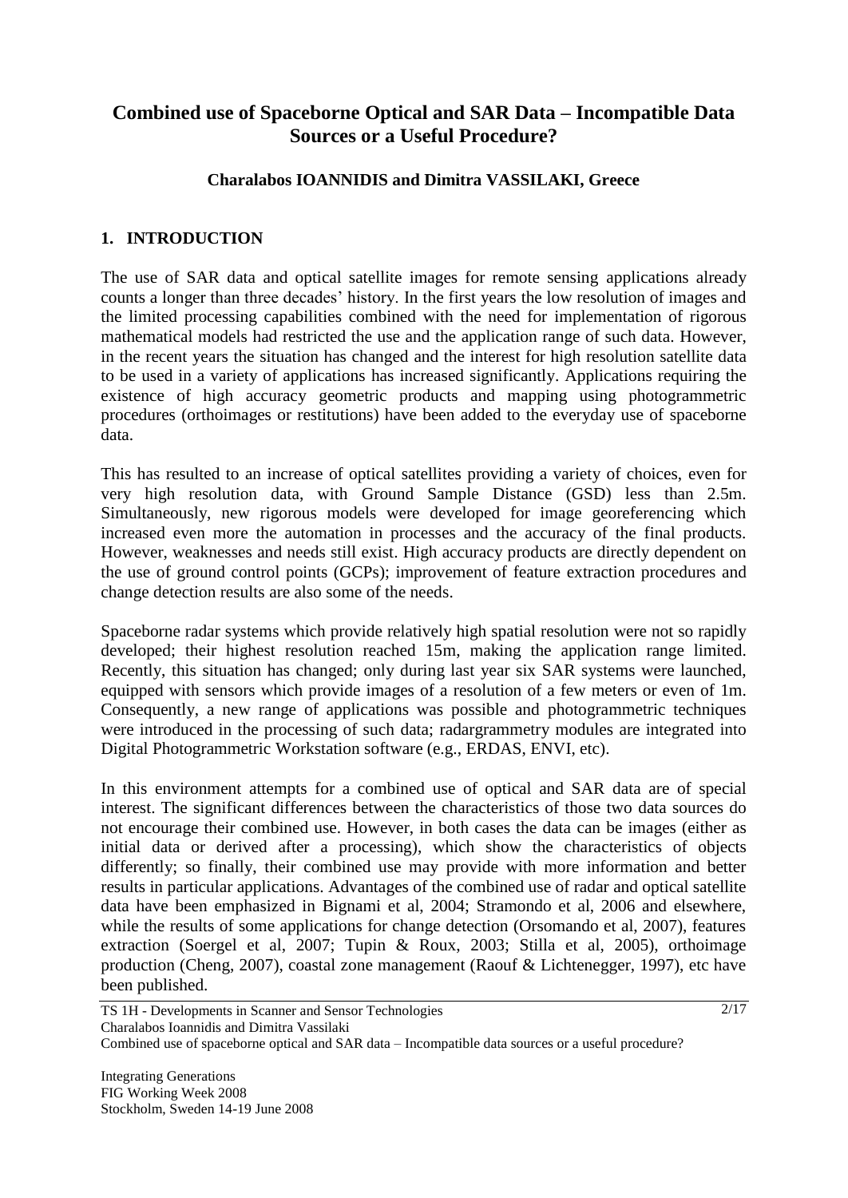# Combined use of Spaceborne Optical and SAR Data – Incompatible Data Sources or a Useful Procedure?

**Charalabos IOANNIDIS and Dimitra VASSILAKI, Greece**

## 1. INTRODUCTION

The use of SAR data and optical satellite images for remote sensing applications already counts a longer than three decades' history. In the first years the low resolution of images and the limited processing capabilities combined with the need for implementation of rigorous mathematical models had restricted the use and the application range of such data. However, in the recent years the situation has changed and the interest for high resolution satellite data to be used in a variety of applications has increased significantly. Applications requiring the existence of high accuracy geometric products and mapping using photogrammetric procedures (orthoimages or restitutions) have been added to the everyday use of spaceborne data.

This has resulted to an increase of optical satellites providing a variety of choices, even for very high resolution data, with Ground Sample Distance (GSD) less than 2.5m. Simultaneously, new rigorous models were developed for image georeferencing which increased even more the automation in processes and the accuracy of the final products. However, weaknesses and needs still exist. High accuracy products are directly dependent on the use of ground control points (GCPs); improvement of feature extraction procedures and change detection results are also some of the needs.

Spaceborne radar systems which provide relatively high spatial resolution were not so rapidly developed; their highest resolution reached 15m, making the application range limited. Recently, this situation has changed; only during last year six SAR systems were launched, equipped with sensors which provide images of a resolution of a few meters or even of 1m. Consequently, a new range of applications was possible and photogrammetric techniques were introduced in the processing of such data; radargrammetry modules are integrated into Digital Photogrammetric Workstation software (e.g., ERDAS, ENVI, etc).

In this environment attempts for a combined use of optical and SAR data are of special interest. The significant differences between the characteristics of those two data sources do not encourage their combined use. However, in both cases the data can be images (either as initial data or derived after a processing), which show the characteristics of objects differently; so finally, their combined use may provide with more information and better results in particular applications. Advantages of the combined use of radar and optical satellite data have been emphasized in Bignami et al, 2004; Stramondo et al, 2006 and elsewhere, while the results of some applications for change detection (Orsomando et al, 2007), features extraction (Soergel et al, 2007; Tupin & Roux, 2003; Stilla et al, 2005), orthoimage production (Cheng, 2007), coastal zone management (Raouf & Lichtenegger, 1997), etc have been published.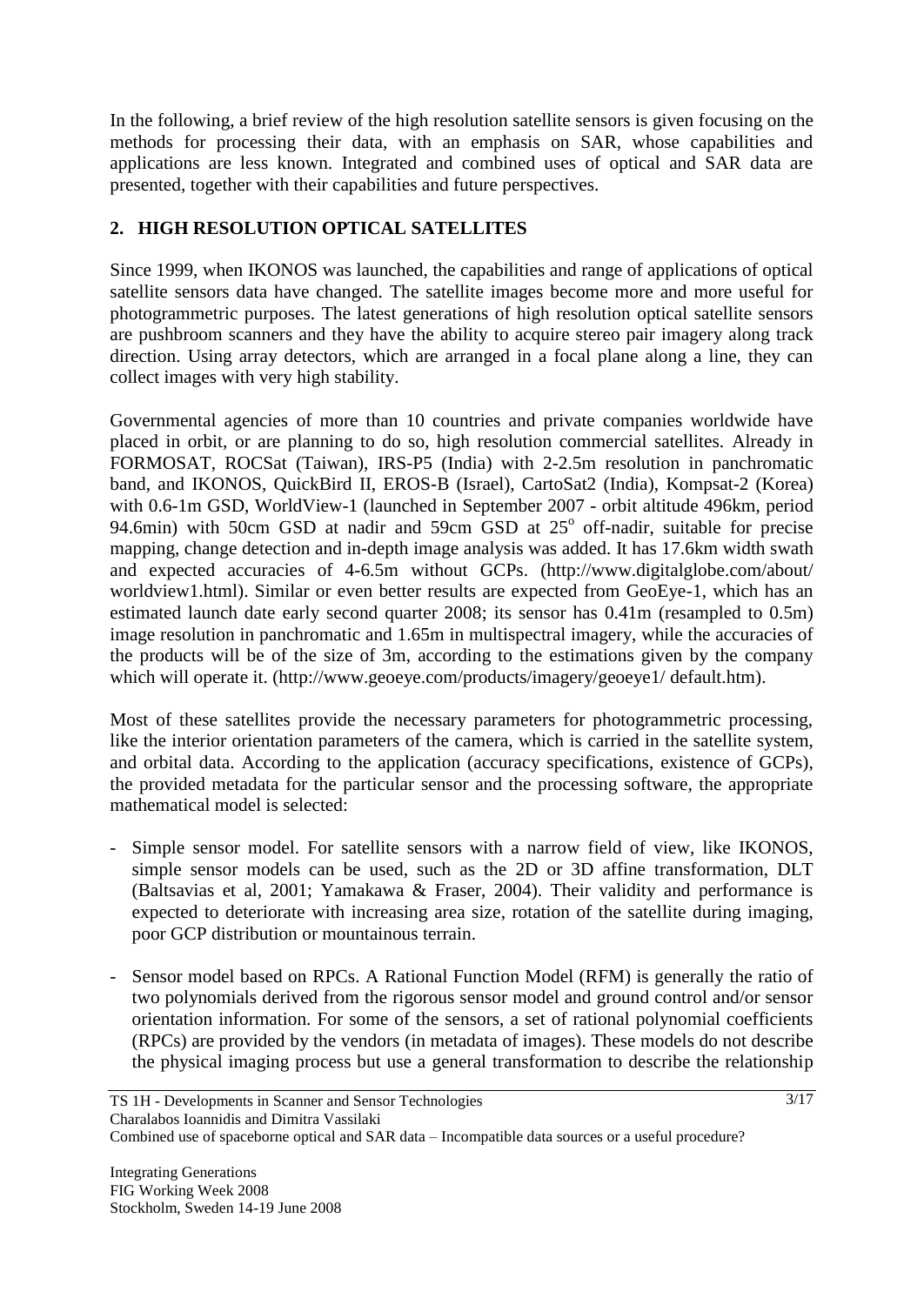In the following, a brief review of the high resolution satellite sensors is given focusing on the methods for processing their data, with an emphasis on SAR, whose capabilities and applications are less known. Integrated and combined uses of optical and SAR data are presented, together with their capabilities and future perspectives.

## 2. HIGH RESOLUTION OPTICAL SATELLITES

Since 1999, when IKONOS was launched, the capabilities and range of applications of optical satellite sensors data have changed. The satellite images become more and more useful for photogrammetric purposes. The latest generations of high resolution optical satellite sensors are pushbroom scanners and they have the ability to acquire stereo pair imagery along track direction. Using array detectors, which are arranged in a focal plane along a line, they can collect images with very high stability.

Governmental agencies of more than 10 countries and private companies worldwide have placed in orbit, or are planning to do so, high resolution commercial satellites. Already in FORMOSAT, ROCSat (Taiwan), IRS-P5 (India) with 2-2.5m resolution in panchromatic band, and IKONOS, QuickBird II, EROS-B (Israel), CartoSat2 (India), Kompsat-2 (Korea) with 0.6-1m GSD, WorldView-1 (launched in September 2007 - orbit altitude 496km, period 94.6min) with 50cm GSD at nadir and 59cm GSD at $25^{o}$ off-nadir, suitable for precise mapping, change detection and in-depth image analysis was added. It has 17.6km width swath and expected accuracies of 4-6.5m without GCPs. (http://www.digitalglobe.com/about/ worldview1.html). Similar or even better results are expected from GeoEye-1, which has an estimated launch date early second quarter 2008; its sensor has 0.41m (resampled to 0.5m) image resolution in panchromatic and 1.65m in multispectral imagery, while the accuracies of the products will be of the size of 3m, according to the estimations given by the company which will operate it. (http://www.geoeye.com/products/imagery/geoeye1/ default.htm).

Most of these satellites provide the necessary parameters for photogrammetric processing, like the interior orientation parameters of the camera, which is carried in the satellite system, and orbital data. According to the application (accuracy specifications, existence of GCPs), the provided metadata for the particular sensor and the processing software, the appropriate mathematical model is selected:

- Simple sensor model. For satellite sensors with a narrow field of view, like IKONOS, simple sensor models can be used, such as the 2D or 3D affine transformation, DLT (Baltsavias et al, 2001; Yamakawa & Fraser, 2004). Their validity and performance is expected to deteriorate with increasing area size, rotation of the satellite during imaging, poor GCP distribution or mountainous terrain.

- Sensor model based on RPCs. A Rational Function Model (RFM) is generally the ratio of two polynomials derived from the rigorous sensor model and ground control and/or sensor orientation information. For some of the sensors, a set of rational polynomial coefficients (RPCs) are provided by the vendors (in metadata of images). These models do not describe the physical imaging process but use a general transformation to describe the relationship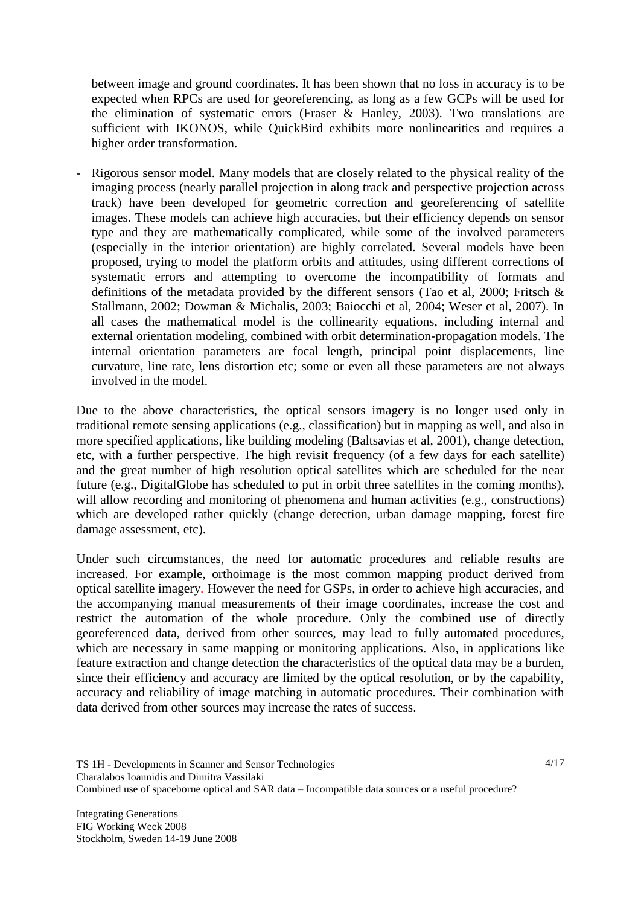between image and ground coordinates. It has been shown that no loss in accuracy is to be expected when RPCs are used for georeferencing, as long as a few GCPs will be used for the elimination of systematic errors (Fraser & Hanley, 2003). Two translations are sufficient with IKONOS, while QuickBird exhibits more nonlinearities and requires a higher order transformation.

- Rigorous sensor model. Many models that are closely related to the physical reality of the imaging process (nearly parallel projection in along track and perspective projection across track) have been developed for geometric correction and georeferencing of satellite images. These models can achieve high accuracies, but their efficiency depends on sensor type and they are mathematically complicated, while some of the involved parameters (especially in the interior orientation) are highly correlated. Several models have been proposed, trying to model the platform orbits and attitudes, using different corrections of systematic errors and attempting to overcome the incompatibility of formats and definitions of the metadata provided by the different sensors (Tao et al, 2000; Fritsch & Stallmann, 2002; Dowman & Michalis, 2003; Baiocchi et al, 2004; Weser et al, 2007). In all cases the mathematical model is the collinearity equations, including internal and external orientation modeling, combined with orbit determination-propagation models. The internal orientation parameters are focal length, principal point displacements, line curvature, line rate, lens distortion etc; some or even all these parameters are not always involved in the model.

Due to the above characteristics, the optical sensors imagery is no longer used only in traditional remote sensing applications (e.g., classification) but in mapping as well, and also in more specified applications, like building modeling (Baltsavias et al, 2001), change detection, etc, with a further perspective. The high revisit frequency (of a few days for each satellite) and the great number of high resolution optical satellites which are scheduled for the near future (e.g., DigitalGlobe has scheduled to put in orbit three satellites in the coming months), will allow recording and monitoring of phenomena and human activities (e.g., constructions) which are developed rather quickly (change detection, urban damage mapping, forest fire damage assessment, etc).

Under such circumstances, the need for automatic procedures and reliable results are increased. For example, orthoimage is the most common mapping product derived from optical satellite imagery. However the need for GSPs, in order to achieve high accuracies, and the accompanying manual measurements of their image coordinates, increase the cost and restrict the automation of the whole procedure. Only the combined use of directly georeferenced data, derived from other sources, may lead to fully automated procedures, which are necessary in same mapping or monitoring applications. Also, in applications like feature extraction and change detection the characteristics of the optical data may be a burden, since their efficiency and accuracy are limited by the optical resolution, or by the capability, accuracy and reliability of image matching in automatic procedures. Their combination with data derived from other sources may increase the rates of success.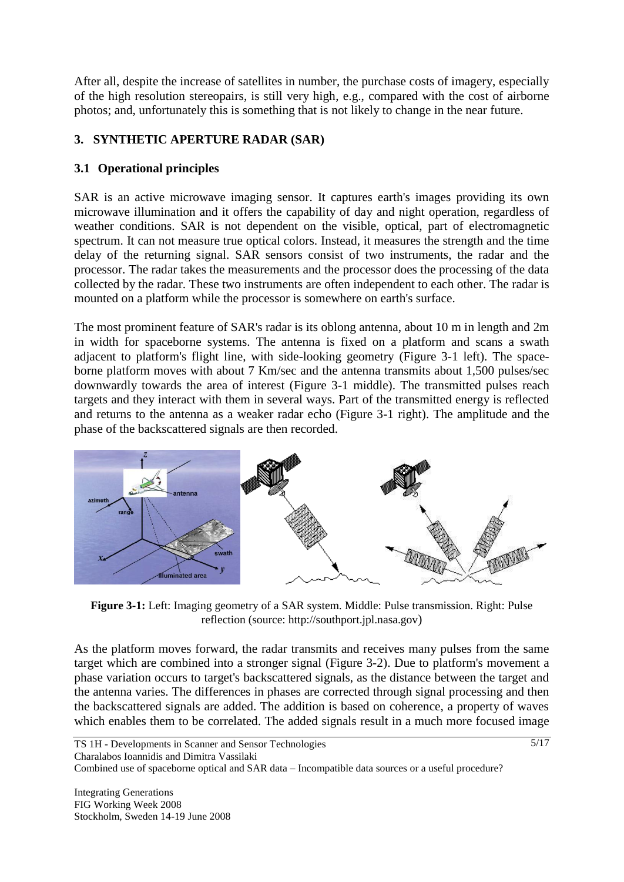After all, despite the increase of satellites in number, the purchase costs of imagery, especially of the high resolution stereopairs, is still very high, e.g., compared with the cost of airborne photos; and, unfortunately this is something that is not likely to change in the near future.

## 3. SYNTHETIC APERTURE RADAR (SAR)

### 3.1 Operational principles

SAR is an active microwave imaging sensor. It captures earth's images providing its own microwave illumination and it offers the capability of day and night operation, regardless of weather conditions. SAR is not dependent on the visible, optical, part of electromagnetic spectrum. It can not measure true optical colors. Instead, it measures the strength and the time delay of the returning signal. SAR sensors consist of two instruments, the radar and the processor. The radar takes the measurements and the processor does the processing of the data collected by the radar. These two instruments are often independent to each other. The radar is mounted on a platform while the processor is somewhere on earth's surface.

The most prominent feature of SAR's radar is its oblong antenna, about 10 m in length and 2m in width for spaceborne systems. The antenna is fixed on a platform and scans a swath adjacent to platform's flight line, with side-looking geometry (Figure 3-1 left). The space-borne platform moves with about 7 Km/sec and the antenna transmits about 1,500 pulses/sec downwardly towards the area of interest (Figure 3-1 middle). The transmitted pulses reach targets and they interact with them in several ways. Part of the transmitted energy is reflected and returns to the antenna as a weaker radar echo (Figure 3-1 right). The amplitude and the phase of the backscattered signals are then recorded.

**Figure 3-1:** Left: Imaging geometry of a SAR system. Middle: Pulse transmission. Right: Pulse reflection (source: http://southport.jpl.nasa.gov)

As the platform moves forward, the radar transmits and receives many pulses from the same target which are combined into a stronger signal (Figure 3-2). Due to platform's movement a phase variation occurs to target's backscattered signals, as the distance between the target and the antenna varies. The differences in phases are corrected through signal processing and then the backscattered signals are added. The addition is based on coherence, a property of waves which enables them to be correlated. The added signals result in a much more focused image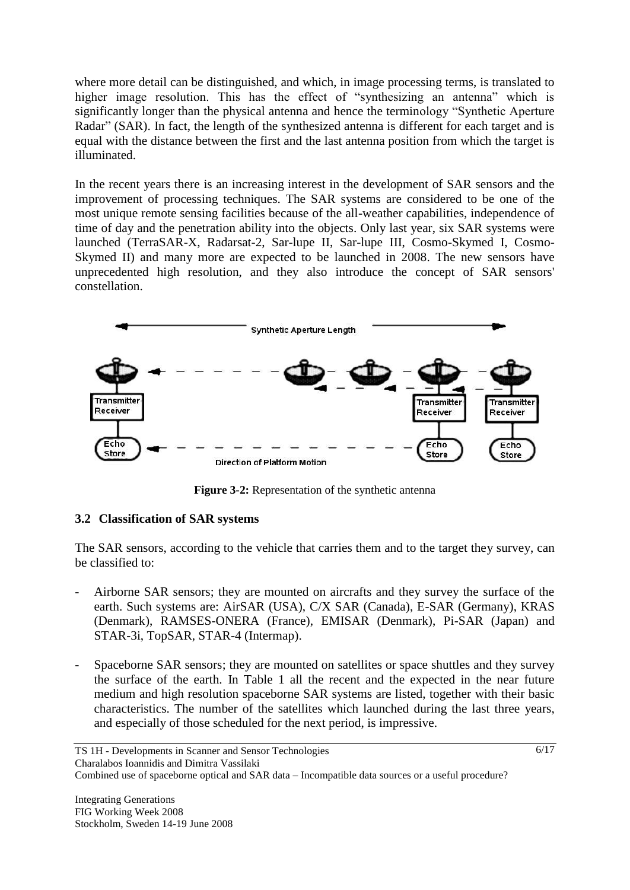where more detail can be distinguished, and which, in image processing terms, is translated to higher image resolution. This has the effect of "synthesizing an antenna" which is significantly longer than the physical antenna and hence the terminology "Synthetic Aperture Radar" (SAR). In fact, the length of the synthesized antenna is different for each target and is equal with the distance between the first and the last antenna position from which the target is illuminated.

In the recent years there is an increasing interest in the development of SAR sensors and the improvement of processing techniques. The SAR systems are considered to be one of the most unique remote sensing facilities because of the all-weather capabilities, independence of time of day and the penetration ability into the objects. Only last year, six SAR systems were launched (TerraSAR-X, Radarsat-2, Sar-lupe II, Sar-lupe III, Cosmo-Skymed I, Cosmo-Skymed II) and many more are expected to be launched in 2008. The new sensors have unprecedented high resolution, and they also introduce the concept of SAR sensors' constellation.

**Figure 3-2:** Representation of the synthetic antenna

## 3.2 Classification of SAR systems

The SAR sensors, according to the vehicle that carries them and to the target they survey, can be classified to:

- Airborne SAR sensors; they are mounted on aircrafts and they survey the surface of the earth. Such systems are: AirSAR (USA), C/X SAR (Canada), E-SAR (Germany), KRAS (Denmark), RAMSES-ONERA (France), EMISAR (Denmark), Pi-SAR (Japan) and STAR-3i, TopSAR, STAR-4 (Intermap).

- Spaceborne SAR sensors; they are mounted on satellites or space shuttles and they survey the surface of the earth. In Table 1 all the recent and the expected in the near future medium and high resolution spaceborne SAR systems are listed, together with their basic characteristics. The number of the satellites which launched during the last three years, and especially of those scheduled for the next period, is impressive.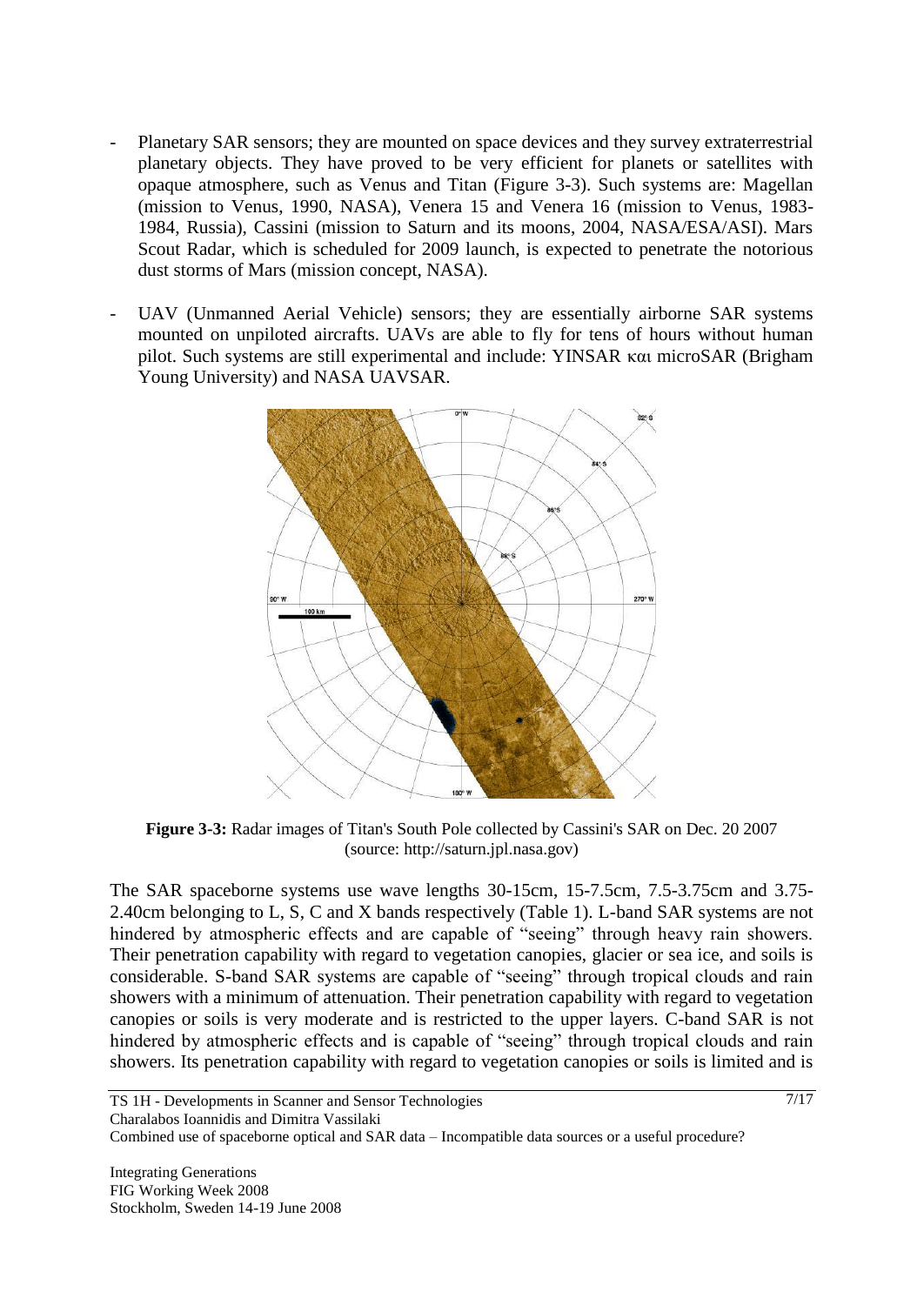- Planetary SAR sensors; they are mounted on space devices and they survey extraterrestrial planetary objects. They have proved to be very efficient for planets or satellites with opaque atmosphere, such as Venus and Titan (Figure 3-3). Such systems are: Magellan (mission to Venus, 1990, NASA), Venera 15 and Venera 16 (mission to Venus, 1983-1984, Russia), Cassini (mission to Saturn and its moons, 2004, NASA/ESA/ASI). Mars Scout Radar, which is scheduled for 2009 launch, is expected to penetrate the notorious dust storms of Mars (mission concept, NASA).
- UAV (Unmanned Aerial Vehicle) sensors; they are essentially airborne SAR systems mounted on unpiloted aircrafts. UAVs are able to fly for tens of hours without human pilot. Such systems are still experimental and include: YINSAR και microSAR (Brigham Young University) and NASA UAVSAR.

**Figure 3-3:** Radar images of Titan's South Pole collected by Cassini's SAR on Dec. 20 2007 (source: http://saturn.jpl.nasa.gov)

The SAR spaceborne systems use wave lengths 30-15cm, 15-7.5cm, 7.5-3.75cm and 3.75-2.40cm belonging to L, S, C and X bands respectively (Table 1). L-band SAR systems are not hindered by atmospheric effects and are capable of "seeing" through heavy rain showers. Their penetration capability with regard to vegetation canopies, glacier or sea ice, and soils is considerable. S-band SAR systems are capable of "seeing" through tropical clouds and rain showers with a minimum of attenuation. Their penetration capability with regard to vegetation canopies or soils is very moderate and is restricted to the upper layers. C-band SAR is not hindered by atmospheric effects and is capable of "seeing" through tropical clouds and rain showers. Its penetration capability with regard to vegetation canopies or soils is limited and is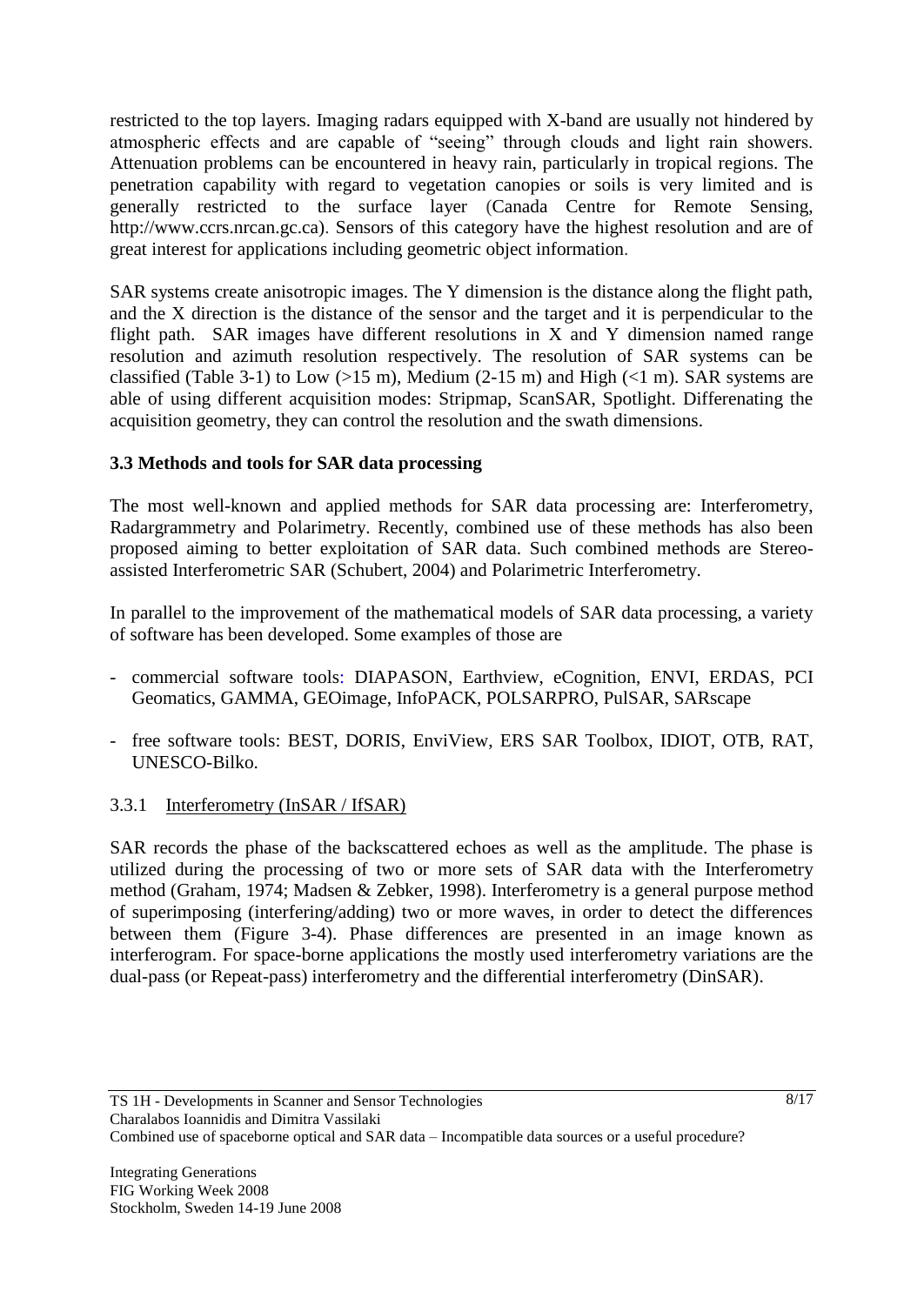restricted to the top layers. Imaging radars equipped with X-band are usually not hindered by atmospheric effects and are capable of "seeing" through clouds and light rain showers. Attenuation problems can be encountered in heavy rain, particularly in tropical regions. The penetration capability with regard to vegetation canopies or soils is very limited and is generally restricted to the surface layer (Canada Centre for Remote Sensing, http://www.ccrs.nrcan.gc.ca). Sensors of this category have the highest resolution and are of great interest for applications including geometric object information.

SAR systems create anisotropic images. The Y dimension is the distance along the flight path, and the X direction is the distance of the sensor and the target and it is perpendicular to the flight path. SAR images have different resolutions in X and Y dimension named range resolution and azimuth resolution respectively. The resolution of SAR systems can be classified (Table 3-1) to Low (>15 m), Medium (2-15 m) and High (<1 m). SAR systems are able of using different acquisition modes: Stripmap, ScanSAR, Spotlight. Differenating the acquisition geometry, they can control the resolution and the swath dimensions.

### 3.3 Methods and tools for SAR data processing

The most well-known and applied methods for SAR data processing are: Interferometry, Radargrammetry and Polarimetry. Recently, combined use of these methods has also been proposed aiming to better exploitation of SAR data. Such combined methods are Stereo-assisted Interferometric SAR (Schubert, 2004) and Polarimetric Interferometry.

In parallel to the improvement of the mathematical models of SAR data processing, a variety of software has been developed. Some examples of those are

- commercial software tools: DIAPASON, Earthview, eCognition, ENVI, ERDAS, PCI Geomatics, GAMMA, GEOimage, InfoPACK, POLSARPRO, PulSAR, SARscape
- free software tools: BEST, DORIS, EnviView, ERS SAR Toolbox, IDIOT, OTB, RAT, UNESCO-Bilko.

#### 3.3.1 Interferometry (InSAR / IfSAR)

SAR records the phase of the backscattered echoes as well as the amplitude. The phase is utilized during the processing of two or more sets of SAR data with the Interferometry method (Graham, 1974; Madsen & Zebker, 1998). Interferometry is a general purpose method of superimposing (interfering/adding) two or more waves, in order to detect the differences between them (Figure 3-4). Phase differences are presented in an image known as interferogram. For space-borne applications the mostly used interferometry variations are the dual-pass (or Repeat-pass) interferometry and the differential interferometry (DinSAR).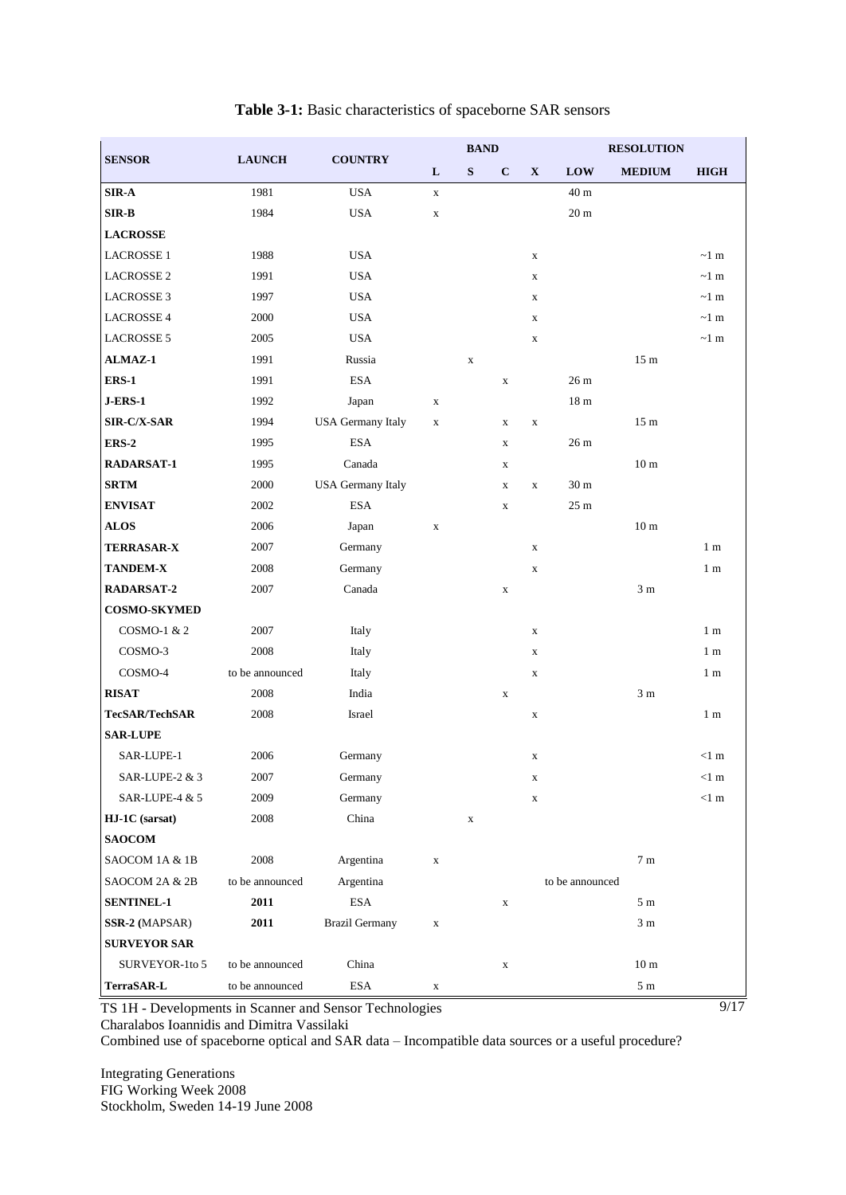**Table 3-1:** Basic characteristics of spaceborne SAR sensors

| SENSOR | LAUNCH | COUNTRY | BAND | | | | RESOLUTION | | |
|---|---|---|---|---|---|---|---|---|---|
| | | | L | S | C | X | LOW | MEDIUM | HIGH |
| **SIR-A** | 1981 | USA | x | | | | 40 m | | |
| **SIR-B** | 1984 | USA | x | | | | 20 m | | |
| **LACROSSE** | | | | | | | | | |
| LACROSSE 1 | 1988 | USA | | | | x | | | ~1 m |
| LACROSSE 2 | 1991 | USA | | | | x | | | ~1 m |
| LACROSSE 3 | 1997 | USA | | | | x | | | ~1 m |
| LACROSSE 4 | 2000 | USA | | | | x | | | ~1 m |
| LACROSSE 5 | 2005 | USA | | | | x | | | ~1 m |
| **ALMAZ-1** | 1991 | Russia | | x | | | | 15 m | |
| **ERS-1** | 1991 | ESA | | | x | | 26 m | | |
| **J-ERS-1** | 1992 | Japan | x | | | | 18 m | | |
| **SIR-C/X-SAR** | 1994 | USA Germany Italy | x | | x | x | | 15 m | |
| **ERS-2** | 1995 | ESA | | | x | | 26 m | | |
| **RADARSAT-1** | 1995 | Canada | | | x | | | 10 m | |
| **SRTM** | 2000 | USA Germany Italy | | | x | x | 30 m | | |
| **ENVISAT** | 2002 | ESA | | | x | | 25 m | | |
| **ALOS** | 2006 | Japan | x | | | | | 10 m | |
| **TERRASAR-X** | 2007 | Germany | | | | x | | | 1 m |
| **TANDEM-X** | 2008 | Germany | | | | x | | | 1 m |
| **RADARSAT-2** | 2007 | Canada | | | x | | | 3 m | |
| **COSMO-SKYMED** | | | | | | | | | |
| COSMO-1 & 2 | 2007 | Italy | | | | x | | | 1 m |
| COSMO-3 | 2008 | Italy | | | | x | | | 1 m |
| COSMO-4 | to be announced | Italy | | | | x | | | 1 m |
| **RISAT** | 2008 | India | | | x | | | 3 m | |
| **TecSAR/TechSAR** | 2008 | Israel | | | | x | | | 1 m |
| **SAR-LUPE** | | | | | | | | | |
| SAR-LUPE-1 | 2006 | Germany | | | | x | | | <1 m |
| SAR-LUPE-2 & 3 | 2007 | Germany | | | | x | | | <1 m |
| SAR-LUPE-4 & 5 | 2009 | Germany | | | | x | | | <1 m |
| **HJ-1C (sarsat)** | 2008 | China | | x | | | | | |
| **SAOCOM** | | | | | | | | | |
| SAOCOM 1A & 1B | 2008 | Argentina | x | | | | | 7 m | |
| SAOCOM 2A & 2B | to be announced | Argentina | | | | | to be announced | | |
| **SENTINEL-1** | **2011** | ESA | | | x | | | 5 m | |
| **SSR-2** (MAPSAR) | **2011** | Brazil Germany | x | | | | | 3 m | |
| **SURVEYOR SAR** | | | | | | | | | |
| SURVEYOR-1to 5 | to be announced | China | | | x | | | 10 m | |
| **TerraSAR-L** | to be announced | ESA | x | | | | | 5 m | |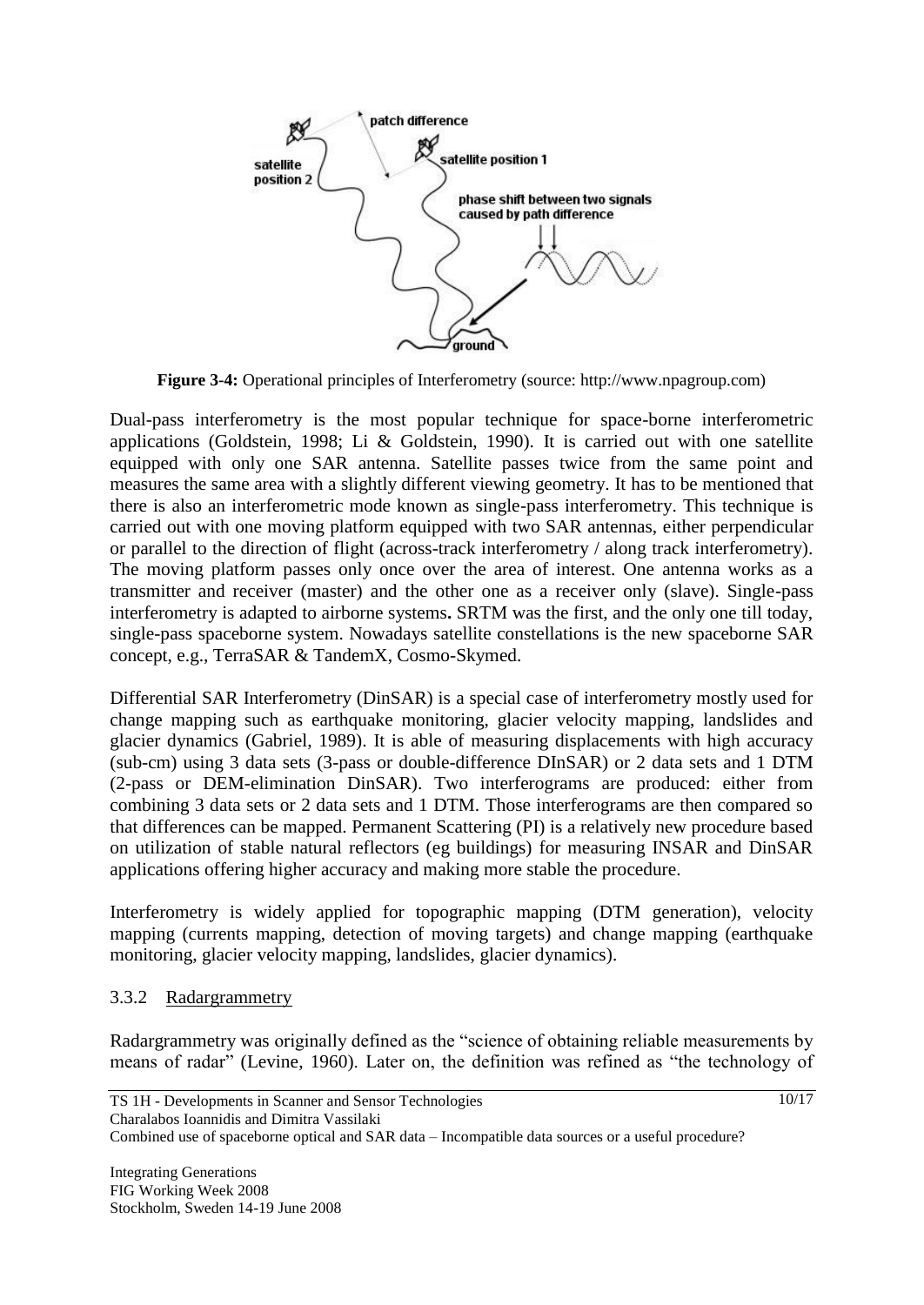**Figure 3-4:** Operational principles of Interferometry (source: http://www.npagroup.com)

Dual-pass interferometry is the most popular technique for space-borne interferometric applications (Goldstein, 1998; Li & Goldstein, 1990). It is carried out with one satellite equipped with only one SAR antenna. Satellite passes twice from the same point and measures the same area with a slightly different viewing geometry. It has to be mentioned that there is also an interferometric mode known as single-pass interferometry. This technique is carried out with one moving platform equipped with two SAR antennas, either perpendicular or parallel to the direction of flight (across-track interferometry / along track interferometry). The moving platform passes only once over the area of interest. One antenna works as a transmitter and receiver (master) and the other one as a receiver only (slave). Single-pass interferometry is adapted to airborne systems**.** SRTM was the first, and the only one till today, single-pass spaceborne system. Nowadays satellite constellations is the new spaceborne SAR concept, e.g., TerraSAR & TandemX, Cosmo-Skymed.

Differential SAR Interferometry (DinSAR) is a special case of interferometry mostly used for change mapping such as earthquake monitoring, glacier velocity mapping, landslides and glacier dynamics (Gabriel, 1989). It is able of measuring displacements with high accuracy (sub-cm) using 3 data sets (3-pass or double-difference DInSAR) or 2 data sets and 1 DTM (2-pass or DEM-elimination DinSAR). Two interferograms are produced: either from combining 3 data sets or 2 data sets and 1 DTM. Those interferograms are then compared so that differences can be mapped. Permanent Scattering (PI) is a relatively new procedure based on utilization of stable natural reflectors (eg buildings) for measuring INSAR and DinSAR applications offering higher accuracy and making more stable the procedure.

Interferometry is widely applied for topographic mapping (DTM generation), velocity mapping (currents mapping, detection of moving targets) and change mapping (earthquake monitoring, glacier velocity mapping, landslides, glacier dynamics).

### 3.3.2 Radargrammetry

Radargrammetry was originally defined as the "science of obtaining reliable measurements by means of radar" (Levine, 1960). Later on, the definition was refined as "the technology of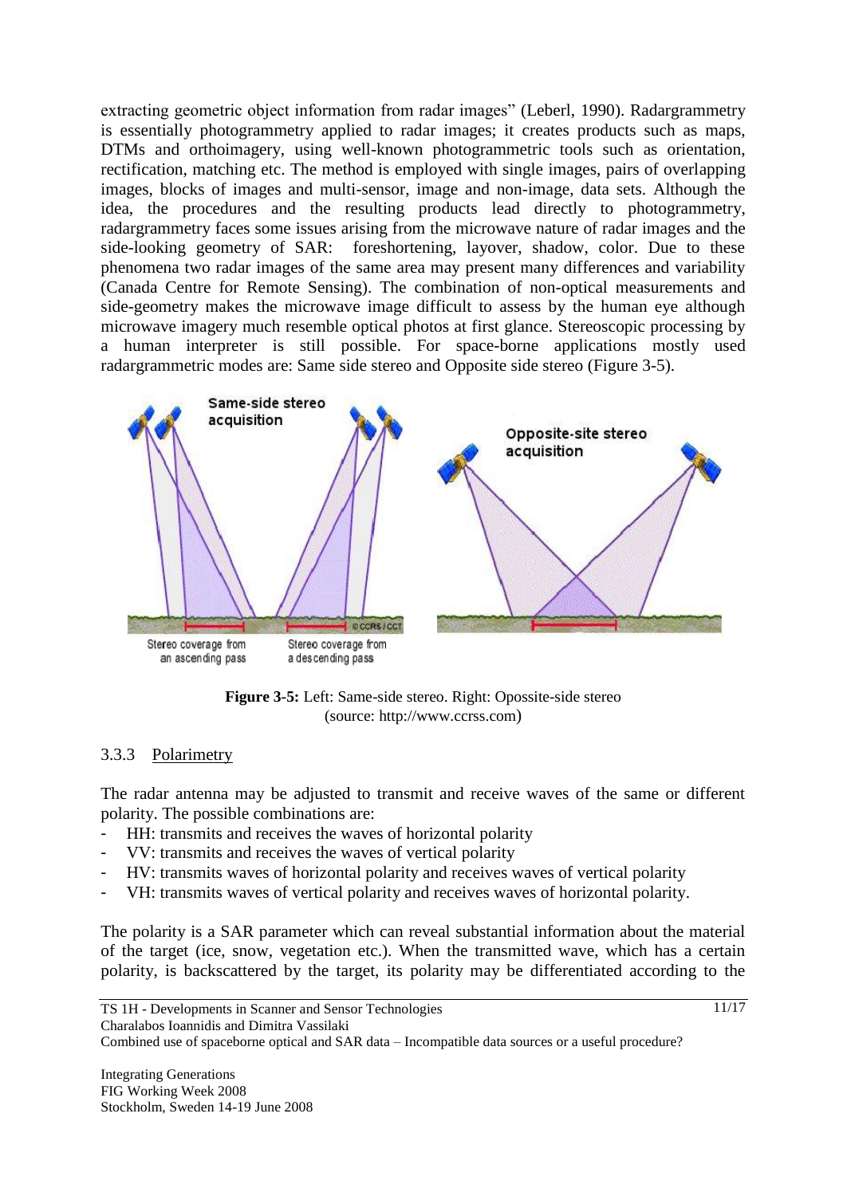extracting geometric object information from radar images" (Leberl, 1990). Radargrammetry is essentially photogrammetry applied to radar images; it creates products such as maps, DTMs and orthoimagery, using well-known photogrammetric tools such as orientation, rectification, matching etc. The method is employed with single images, pairs of overlapping images, blocks of images and multi-sensor, image and non-image, data sets. Although the idea, the procedures and the resulting products lead directly to photogrammetry, radargrammetry faces some issues arising from the microwave nature of radar images and the side-looking geometry of SAR: foreshortening, layover, shadow, color. Due to these phenomena two radar images of the same area may present many differences and variability (Canada Centre for Remote Sensing). The combination of non-optical measurements and side-geometry makes the microwave image difficult to assess by the human eye although microwave imagery much resemble optical photos at first glance. Stereoscopic processing by a human interpreter is still possible. For space-borne applications mostly used radargrammetric modes are: Same side stereo and Opposite side stereo (Figure 3-5).

**Figure 3-5:** Left: Same-side stereo. Right: Opossite-side stereo (source: http://www.ccrss.com)

### 3.3.3 Polarimetry

The radar antenna may be adjusted to transmit and receive waves of the same or different polarity. The possible combinations are:

- HH: transmits and receives the waves of horizontal polarity
- VV: transmits and receives the waves of vertical polarity
- HV: transmits waves of horizontal polarity and receives waves of vertical polarity
- VH: transmits waves of vertical polarity and receives waves of horizontal polarity.

The polarity is a SAR parameter which can reveal substantial information about the material of the target (ice, snow, vegetation etc.). When the transmitted wave, which has a certain polarity, is backscattered by the target, its polarity may be differentiated according to the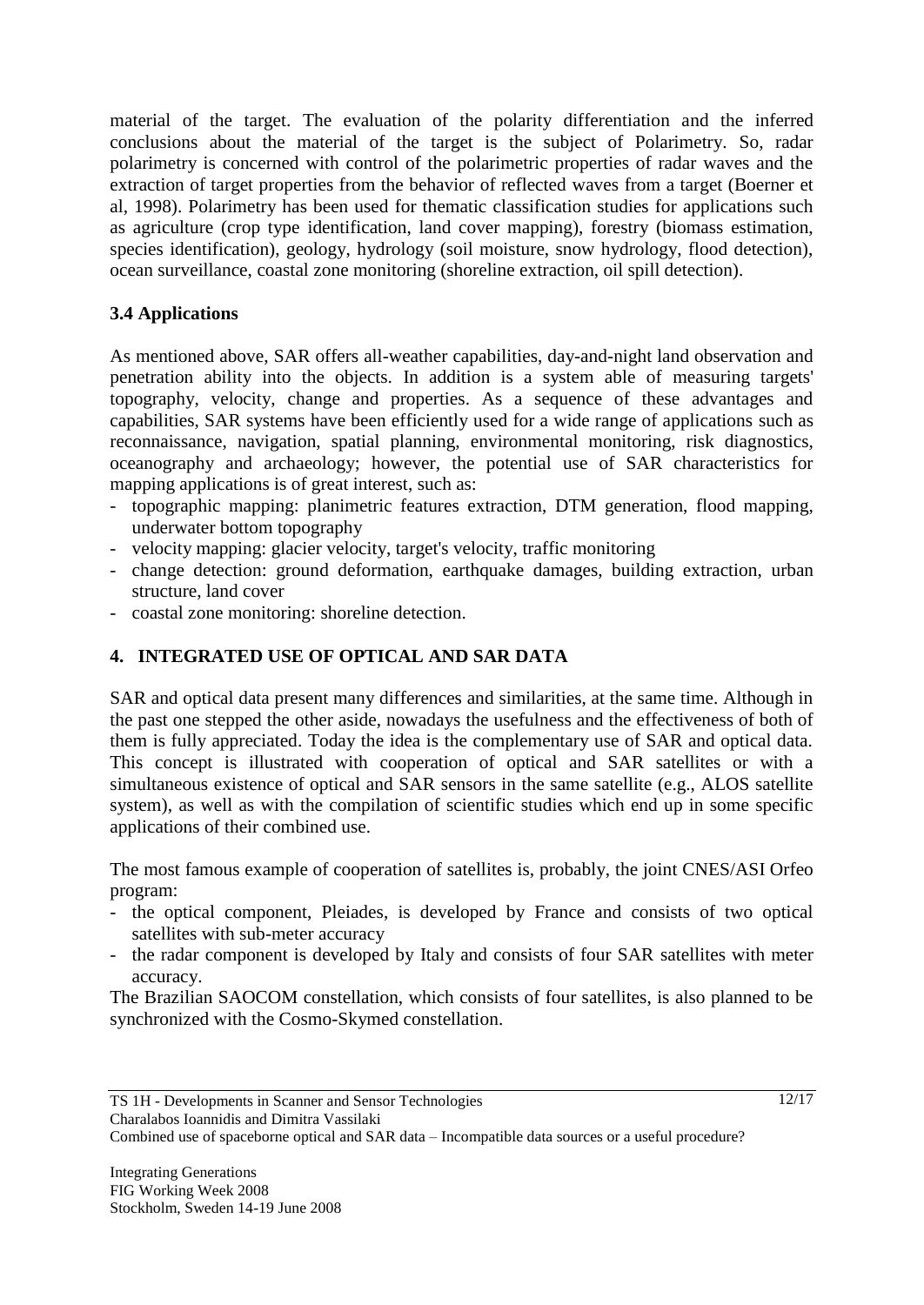material of the target. The evaluation of the polarity differentiation and the inferred conclusions about the material of the target is the subject of Polarimetry. So, radar polarimetry is concerned with control of the polarimetric properties of radar waves and the extraction of target properties from the behavior of reflected waves from a target (Boerner et al, 1998). Polarimetry has been used for thematic classification studies for applications such as agriculture (crop type identification, land cover mapping), forestry (biomass estimation, species identification), geology, hydrology (soil moisture, snow hydrology, flood detection), ocean surveillance, coastal zone monitoring (shoreline extraction, oil spill detection).

### 3.4 Applications

As mentioned above, SAR offers all-weather capabilities, day-and-night land observation and penetration ability into the objects. In addition is a system able of measuring targets' topography, velocity, change and properties. As a sequence of these advantages and capabilities, SAR systems have been efficiently used for a wide range of applications such as reconnaissance, navigation, spatial planning, environmental monitoring, risk diagnostics, oceanography and archaeology; however, the potential use of SAR characteristics for mapping applications is of great interest, such as:

- topographic mapping: planimetric features extraction, DTM generation, flood mapping, underwater bottom topography
- velocity mapping: glacier velocity, target's velocity, traffic monitoring
- change detection: ground deformation, earthquake damages, building extraction, urban structure, land cover
- coastal zone monitoring: shoreline detection.

## 4. INTEGRATED USE OF OPTICAL AND SAR DATA

SAR and optical data present many differences and similarities, at the same time. Although in the past one stepped the other aside, nowadays the usefulness and the effectiveness of both of them is fully appreciated. Today the idea is the complementary use of SAR and optical data. This concept is illustrated with cooperation of optical and SAR satellites or with a simultaneous existence of optical and SAR sensors in the same satellite (e.g., ALOS satellite system), as well as with the compilation of scientific studies which end up in some specific applications of their combined use.

The most famous example of cooperation of satellites is, probably, the joint CNES/ASI Orfeo program:

- the optical component, Pleiades, is developed by France and consists of two optical satellites with sub-meter accuracy
- the radar component is developed by Italy and consists of four SAR satellites with meter accuracy.

The Brazilian SAOCOM constellation, which consists of four satellites, is also planned to be synchronized with the Cosmo-Skymed constellation.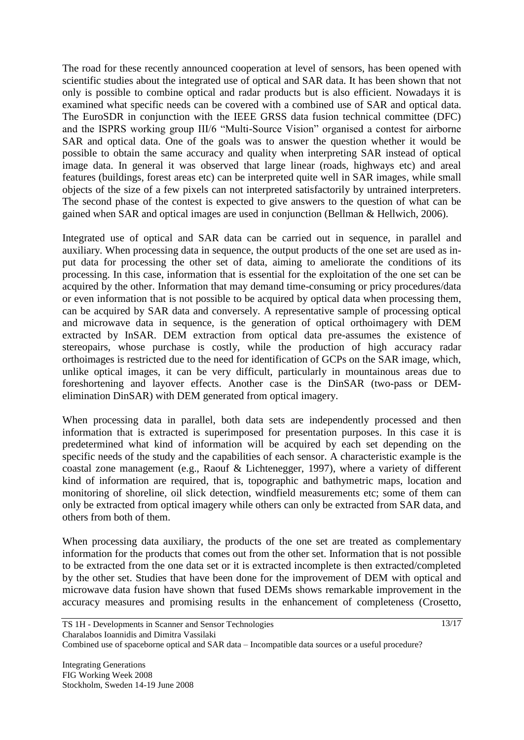The road for these recently announced cooperation at level of sensors, has been opened with scientific studies about the integrated use of optical and SAR data. It has been shown that not only is possible to combine optical and radar products but is also efficient. Nowadays it is examined what specific needs can be covered with a combined use of SAR and optical data. The EuroSDR in conjunction with the IEEE GRSS data fusion technical committee (DFC) and the ISPRS working group III/6 "Multi-Source Vision" organised a contest for airborne SAR and optical data. One of the goals was to answer the question whether it would be possible to obtain the same accuracy and quality when interpreting SAR instead of optical image data. In general it was observed that large linear (roads, highways etc) and areal features (buildings, forest areas etc) can be interpreted quite well in SAR images, while small objects of the size of a few pixels can not interpreted satisfactorily by untrained interpreters. The second phase of the contest is expected to give answers to the question of what can be gained when SAR and optical images are used in conjunction (Bellman & Hellwich, 2006).

Integrated use of optical and SAR data can be carried out in sequence, in parallel and auxiliary. When processing data in sequence, the output products of the one set are used as input data for processing the other set of data, aiming to ameliorate the conditions of its processing. In this case, information that is essential for the exploitation of the one set can be acquired by the other. Information that may demand time-consuming or pricy procedures/data or even information that is not possible to be acquired by optical data when processing them, can be acquired by SAR data and conversely. A representative sample of processing optical and microwave data in sequence, is the generation of optical orthoimagery with DEM extracted by InSAR. DEM extraction from optical data pre-assumes the existence of stereopairs, whose purchase is costly, while the production of high accuracy radar orthoimages is restricted due to the need for identification of GCPs on the SAR image, which, unlike optical images, it can be very difficult, particularly in mountainous areas due to foreshortening and layover effects. Another case is the DinSAR (two-pass or DEM-elimination DinSAR) with DEM generated from optical imagery.

When processing data in parallel, both data sets are independently processed and then information that is extracted is superimposed for presentation purposes. In this case it is predetermined what kind of information will be acquired by each set depending on the specific needs of the study and the capabilities of each sensor. A characteristic example is the coastal zone management (e.g., Raouf & Lichtenegger, 1997), where a variety of different kind of information are required, that is, topographic and bathymetric maps, location and monitoring of shoreline, oil slick detection, windfield measurements etc; some of them can only be extracted from optical imagery while others can only be extracted from SAR data, and others from both of them.

When processing data auxiliary, the products of the one set are treated as complementary information for the products that comes out from the other set. Information that is not possible to be extracted from the one data set or it is extracted incomplete is then extracted/completed by the other set. Studies that have been done for the improvement of DEM with optical and microwave data fusion have shown that fused DEMs shows remarkable improvement in the accuracy measures and promising results in the enhancement of completeness (Crosetto,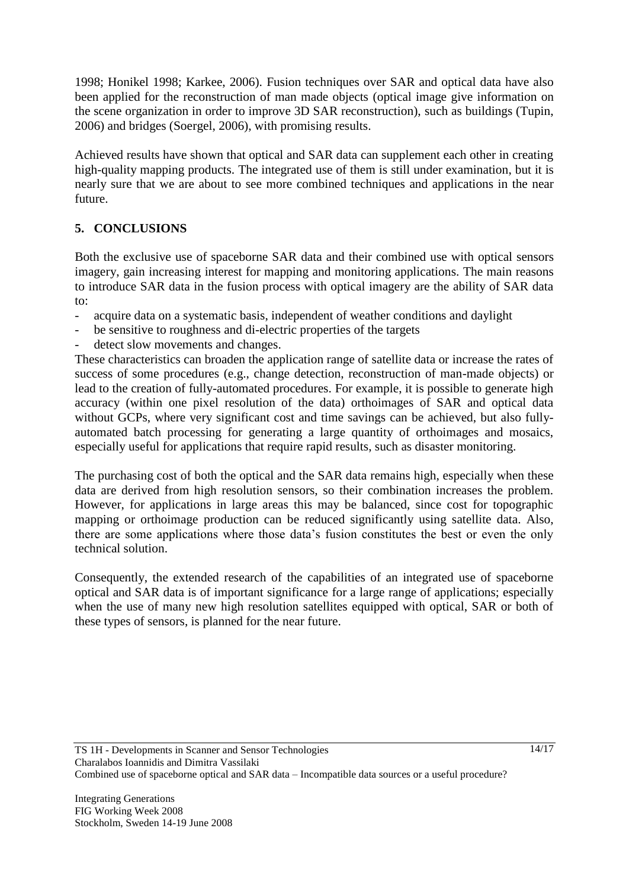1998; Honikel 1998; Karkee, 2006). Fusion techniques over SAR and optical data have also been applied for the reconstruction of man made objects (optical image give information on the scene organization in order to improve 3D SAR reconstruction), such as buildings (Tupin, 2006) and bridges (Soergel, 2006), with promising results.

Achieved results have shown that optical and SAR data can supplement each other in creating high-quality mapping products. The integrated use of them is still under examination, but it is nearly sure that we are about to see more combined techniques and applications in the near future.

## 5. CONCLUSIONS

Both the exclusive use of spaceborne SAR data and their combined use with optical sensors imagery, gain increasing interest for mapping and monitoring applications. The main reasons to introduce SAR data in the fusion process with optical imagery are the ability of SAR data to:

- acquire data on a systematic basis, independent of weather conditions and daylight
- be sensitive to roughness and di-electric properties of the targets
- detect slow movements and changes.

These characteristics can broaden the application range of satellite data or increase the rates of success of some procedures (e.g., change detection, reconstruction of man-made objects) or lead to the creation of fully-automated procedures. For example, it is possible to generate high accuracy (within one pixel resolution of the data) orthoimages of SAR and optical data without GCPs, where very significant cost and time savings can be achieved, but also fully-automated batch processing for generating a large quantity of orthoimages and mosaics, especially useful for applications that require rapid results, such as disaster monitoring.

The purchasing cost of both the optical and the SAR data remains high, especially when these data are derived from high resolution sensors, so their combination increases the problem. However, for applications in large areas this may be balanced, since cost for topographic mapping or orthoimage production can be reduced significantly using satellite data. Also, there are some applications where those data's fusion constitutes the best or even the only technical solution.

Consequently, the extended research of the capabilities of an integrated use of spaceborne optical and SAR data is of important significance for a large range of applications; especially when the use of many new high resolution satellites equipped with optical, SAR or both of these types of sensors, is planned for the near future.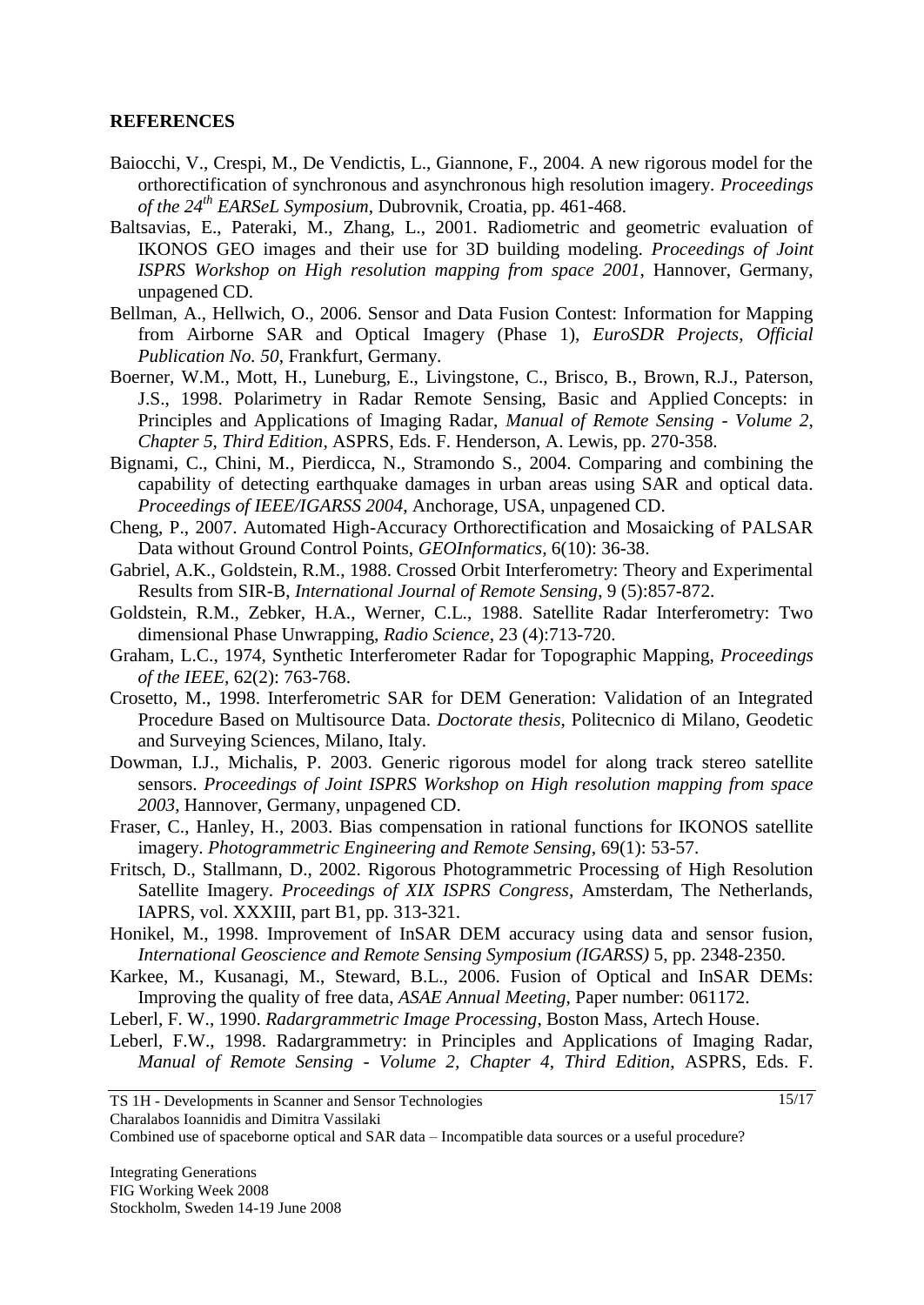## REFERENCES

Baiocchi, V., Crespi, M., De Vendictis, L., Giannone, F., 2004. A new rigorous model for the orthorectification of synchronous and asynchronous high resolution imagery. *Proceedings of the 24th EARSeL Symposium*, Dubrovnik, Croatia, pp. 461-468.

Baltsavias, E., Pateraki, M., Zhang, L., 2001. Radiometric and geometric evaluation of IKONOS GEO images and their use for 3D building modeling. *Proceedings of Joint ISPRS Workshop on High resolution mapping from space 2001*, Hannover, Germany, unpagened CD.

Bellman, A., Hellwich, O., 2006. Sensor and Data Fusion Contest: Information for Mapping from Airborne SAR and Optical Imagery (Phase 1), *EuroSDR Projects, Official Publication No. 50*, Frankfurt, Germany.

Boerner, W.M., Mott, H., Luneburg, E., Livingstone, C., Brisco, B., Brown, R.J., Paterson, J.S., 1998. Polarimetry in Radar Remote Sensing, Basic and Applied Concepts: in Principles and Applications of Imaging Radar, *Manual of Remote Sensing - Volume 2, Chapter 5, Third Edition*, ASPRS, Eds. F. Henderson, A. Lewis, pp. 270-358.

Bignami, C., Chini, M., Pierdicca, N., Stramondo S., 2004. Comparing and combining the capability of detecting earthquake damages in urban areas using SAR and optical data. *Proceedings of IEEE/IGARSS 2004*, Anchorage, USA, unpagened CD.

Cheng, P., 2007. Automated High-Accuracy Orthorectification and Mosaicking of PALSAR Data without Ground Control Points, *GEOInformatics*, 6(10): 36-38.

Gabriel, A.K., Goldstein, R.M., 1988. Crossed Orbit Interferometry: Theory and Experimental Results from SIR-B, *International Journal of Remote Sensing*, 9 (5):857-872.

Goldstein, R.M., Zebker, H.A., Werner, C.L., 1988. Satellite Radar Interferometry: Two dimensional Phase Unwrapping, *Radio Science*, 23 (4):713-720.

Graham, L.C., 1974, Synthetic Interferometer Radar for Topographic Mapping, *Proceedings of the IEEE*, 62(2): 763-768.

Crosetto, M., 1998. Interferometric SAR for DEM Generation: Validation of an Integrated Procedure Based on Multisource Data. *Doctorate thesis*, Politecnico di Milano, Geodetic and Surveying Sciences, Milano, Italy.

Dowman, I.J., Michalis, P. 2003. Generic rigorous model for along track stereo satellite sensors. *Proceedings of Joint ISPRS Workshop on High resolution mapping from space 2003*, Hannover, Germany, unpagened CD.

Fraser, C., Hanley, H., 2003. Bias compensation in rational functions for IKONOS satellite imagery. *Photogrammetric Engineering and Remote Sensing*, 69(1): 53-57.

Fritsch, D., Stallmann, D., 2002. Rigorous Photogrammetric Processing of High Resolution Satellite Imagery. *Proceedings of XIX ISPRS Congress*, Amsterdam, The Netherlands, IAPRS, vol. XXXIII, part B1, pp. 313-321.

Honikel, M., 1998. Improvement of InSAR DEM accuracy using data and sensor fusion, *International Geoscience and Remote Sensing Symposium (IGARSS)* 5, pp. 2348-2350.

Karkee, M., Kusanagi, M., Steward, B.L., 2006. Fusion of Optical and InSAR DEMs: Improving the quality of free data, *ASAE Annual Meeting*, Paper number: 061172.

Leberl, F. W., 1990. *Radargrammetric Image Processing*, Boston Mass, Artech House.

Leberl, F.W., 1998. Radargrammetry: in Principles and Applications of Imaging Radar, *Manual of Remote Sensing - Volume 2, Chapter 4, Third Edition*, ASPRS, Eds. F.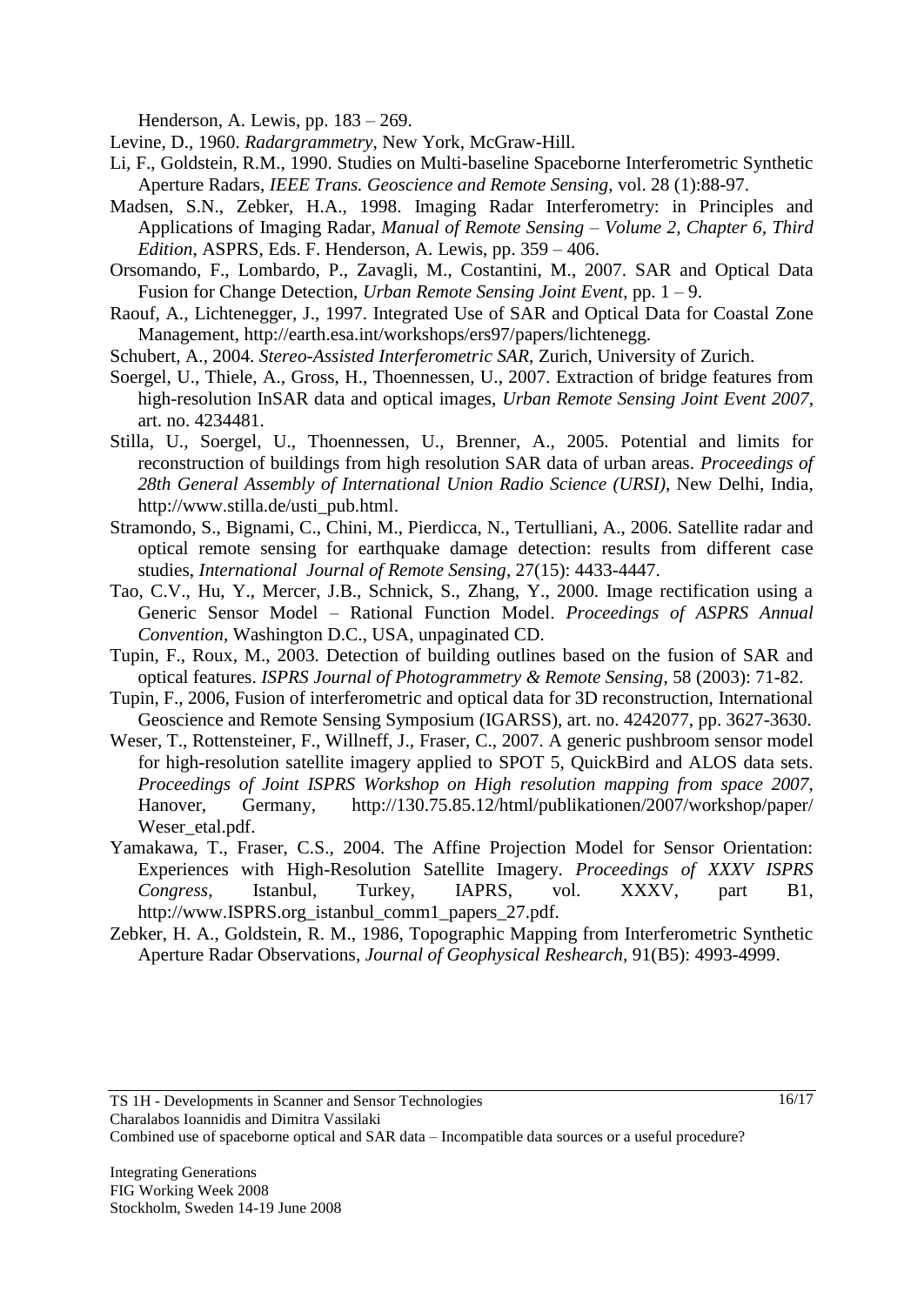Henderson, A. Lewis, pp. 183 – 269.

Levine, D., 1960. *Radargrammetry*, New York, McGraw-Hill.

Li, F., Goldstein, R.M., 1990. Studies on Multi-baseline Spaceborne Interferometric Synthetic Aperture Radars, *IEEE Trans. Geoscience and Remote Sensing*, vol. 28 (1):88-97.

Madsen, S.N., Zebker, H.A., 1998. Imaging Radar Interferometry: in Principles and Applications of Imaging Radar, *Manual of Remote Sensing – Volume 2, Chapter 6, Third Edition*, ASPRS, Eds. F. Henderson, A. Lewis, pp. 359 – 406.

Orsomando, F., Lombardo, P., Zavagli, M., Costantini, M., 2007. SAR and Optical Data Fusion for Change Detection, *Urban Remote Sensing Joint Event*, pp. 1 – 9.

Raouf, A., Lichtenegger, J., 1997. Integrated Use of SAR and Optical Data for Coastal Zone Management, http://earth.esa.int/workshops/ers97/papers/lichtenegg.

Schubert, A., 2004. *Stereo-Assisted Interferometric SAR*, Zurich, University of Zurich.

Soergel, U., Thiele, A., Gross, H., Thoennessen, U., 2007. Extraction of bridge features from high-resolution InSAR data and optical images, *Urban Remote Sensing Joint Event 2007*, art. no. 4234481.

Stilla, U., Soergel, U., Thoennessen, U., Brenner, A., 2005. Potential and limits for reconstruction of buildings from high resolution SAR data of urban areas. *Proceedings of 28th General Assembly of International Union Radio Science (URSI)*, New Delhi, India, http://www.stilla.de/usti_pub.html.

Stramondo, S., Bignami, C., Chini, M., Pierdicca, N., Tertulliani, A., 2006. Satellite radar and optical remote sensing for earthquake damage detection: results from different case studies, *International Journal of Remote Sensing*, 27(15): 4433-4447.

Tao, C.V., Hu, Y., Mercer, J.B., Schnick, S., Zhang, Y., 2000. Image rectification using a Generic Sensor Model – Rational Function Model. *Proceedings of ASPRS Annual Convention*, Washington D.C., USA, unpaginated CD.

Tupin, F., Roux, M., 2003. Detection of building outlines based on the fusion of SAR and optical features. *ISPRS Journal of Photogrammetry & Remote Sensing*, 58 (2003): 71-82.

Tupin, F., 2006, Fusion of interferometric and optical data for 3D reconstruction, International Geoscience and Remote Sensing Symposium (IGARSS), art. no. 4242077, pp. 3627-3630.

Weser, T., Rottensteiner, F., Willneff, J., Fraser, C., 2007. A generic pushbroom sensor model for high-resolution satellite imagery applied to SPOT 5, QuickBird and ALOS data sets. *Proceedings of Joint ISPRS Workshop on High resolution mapping from space 2007*, Hanover, Germany, http://130.75.85.12/html/publikationen/2007/workshop/paper/Weser_etal.pdf.

Yamakawa, T., Fraser, C.S., 2004. The Affine Projection Model for Sensor Orientation: Experiences with High-Resolution Satellite Imagery. *Proceedings of XXXV ISPRS Congress*, Istanbul, Turkey, IAPRS, vol. XXXV, part B1, http://www.ISPRS.org_istanbul_comm1_papers_27.pdf.

Zebker, H. A., Goldstein, R. M., 1986, Topographic Mapping from Interferometric Synthetic Aperture Radar Observations, *Journal of Geophysical Reshearch*, 91(B5): 4993-4999.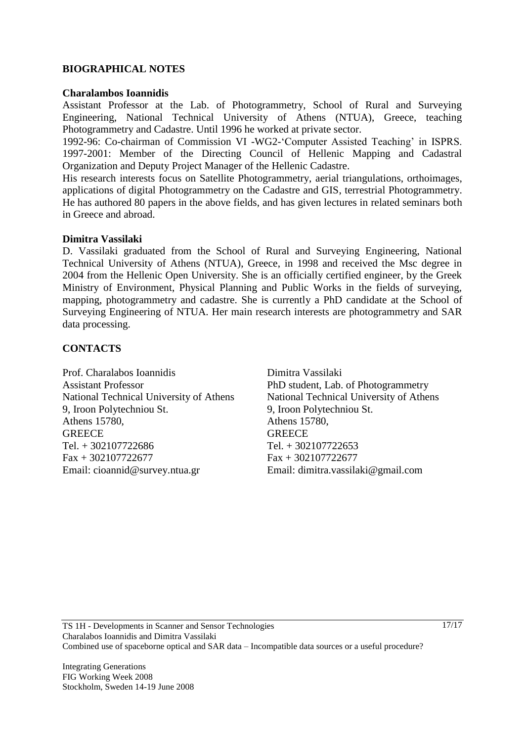## BIOGRAPHICAL NOTES

**Charalambos Ioannidis**

Assistant Professor at the Lab. of Photogrammetry, School of Rural and Surveying Engineering, National Technical University of Athens (NTUA), Greece, teaching Photogrammetry and Cadastre. Until 1996 he worked at private sector.

1992-96: Co-chairman of Commission VI -WG2-'Computer Assisted Teaching' in ISPRS. 1997-2001: Member of the Directing Council of Hellenic Mapping and Cadastral Organization and Deputy Project Manager of the Hellenic Cadastre.

His research interests focus on Satellite Photogrammetry, aerial triangulations, orthoimages, applications of digital Photogrammetry on the Cadastre and GIS, terrestrial Photogrammetry. He has authored 80 papers in the above fields, and has given lectures in related seminars both in Greece and abroad.

**Dimitra Vassilaki**

D. Vassilaki graduated from the School of Rural and Surveying Engineering, National Technical University of Athens (NTUA), Greece, in 1998 and received the Msc degree in 2004 from the Hellenic Open University. She is an officially certified engineer, by the Greek Ministry of Environment, Physical Planning and Public Works in the fields of surveying, mapping, photogrammetry and cadastre. She is currently a PhD candidate at the School of Surveying Engineering of NTUA. Her main research interests are photogrammetry and SAR data processing.

## CONTACTS

Prof. Charalabos Ioannidis
Assistant Professor
National Technical University of Athens
9, Iroon Polytechniou St.
Athens 15780,
GREECE
Tel. + 302107722686
Fax + 302107722677
Email: cioannid@survey.ntua.gr

Dimitra Vassilaki
PhD student, Lab. of Photogrammetry
National Technical University of Athens
9, Iroon Polytechniou St.
Athens 15780,
GREECE
Tel. + 302107722653
Fax + 302107722677
Email: dimitra.vassilaki@gmail.com